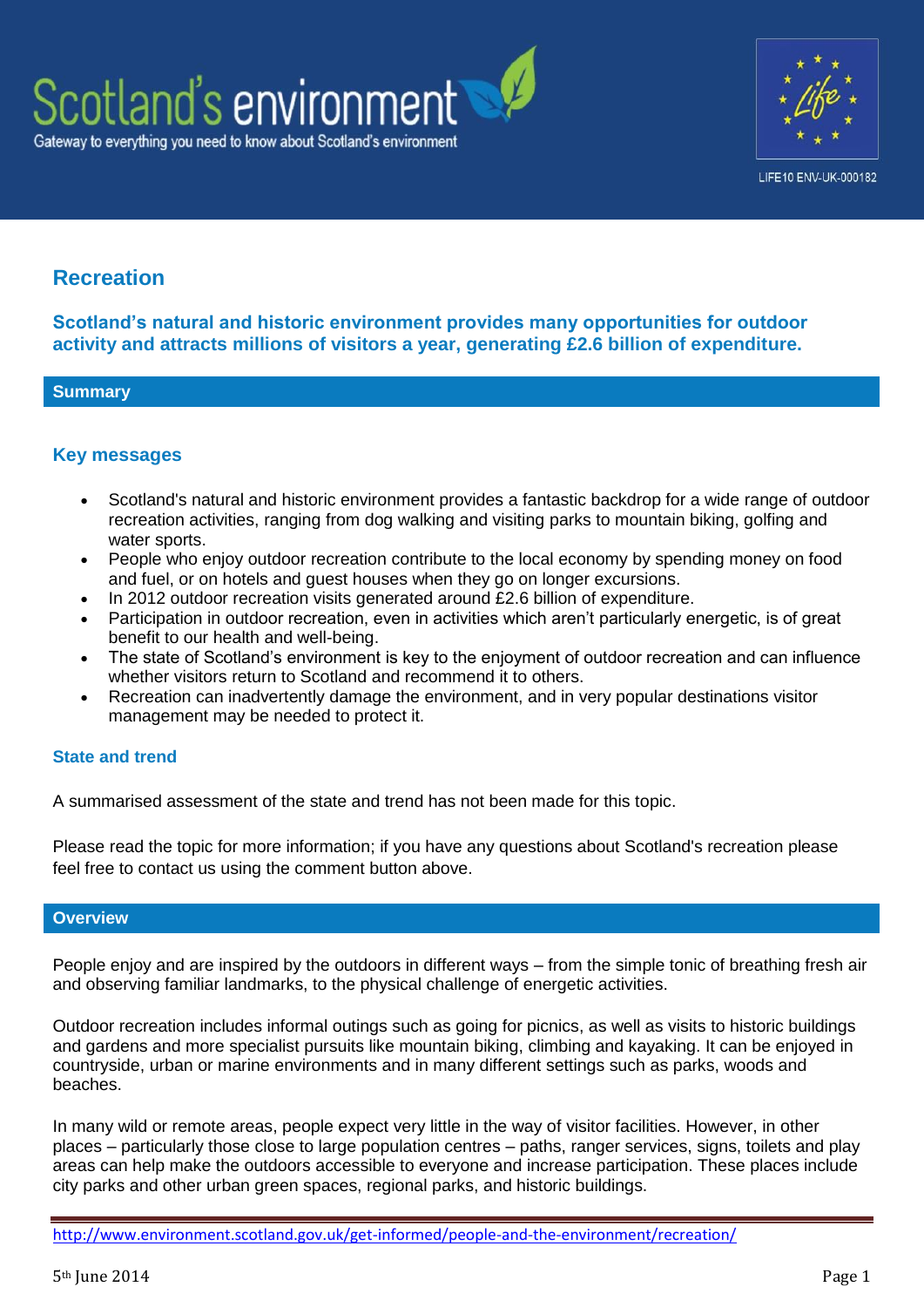Scotland's environment

Gateway to everything you need to know about Scotland's environment

LIFE10 ENV-UK-000182

# Recreation

**Scotland's natural and historic environment provides many opportunities for outdoor activity and attracts millions of visitors a year, generating £2.6 billion of expenditure.**

## Summary

### Key messages

- Scotland's natural and historic environment provides a fantastic backdrop for a wide range of outdoor recreation activities, ranging from dog walking and visiting parks to mountain biking, golfing and water sports.
- People who enjoy outdoor recreation contribute to the local economy by spending money on food and fuel, or on hotels and guest houses when they go on longer excursions.
- In 2012 outdoor recreation visits generated around £2.6 billion of expenditure.
- Participation in outdoor recreation, even in activities which aren't particularly energetic, is of great benefit to our health and well-being.
- The state of Scotland's environment is key to the enjoyment of outdoor recreation and can influence whether visitors return to Scotland and recommend it to others.
- Recreation can inadvertently damage the environment, and in very popular destinations visitor management may be needed to protect it.

### State and trend

A summarised assessment of the state and trend has not been made for this topic.

Please read the topic for more information; if you have any questions about Scotland's recreation please feel free to contact us using the comment button above.

## Overview

People enjoy and are inspired by the outdoors in different ways – from the simple tonic of breathing fresh air and observing familiar landmarks, to the physical challenge of energetic activities.

Outdoor recreation includes informal outings such as going for picnics, as well as visits to historic buildings and gardens and more specialist pursuits like mountain biking, climbing and kayaking. It can be enjoyed in countryside, urban or marine environments and in many different settings such as parks, woods and beaches.

In many wild or remote areas, people expect very little in the way of visitor facilities. However, in other places – particularly those close to large population centres – paths, ranger services, signs, toilets and play areas can help make the outdoors accessible to everyone and increase participation. These places include city parks and other urban green spaces, regional parks, and historic buildings.

http://www.environment.scotland.gov.uk/get-informed/people-and-the-environment/recreation/

5th June 2014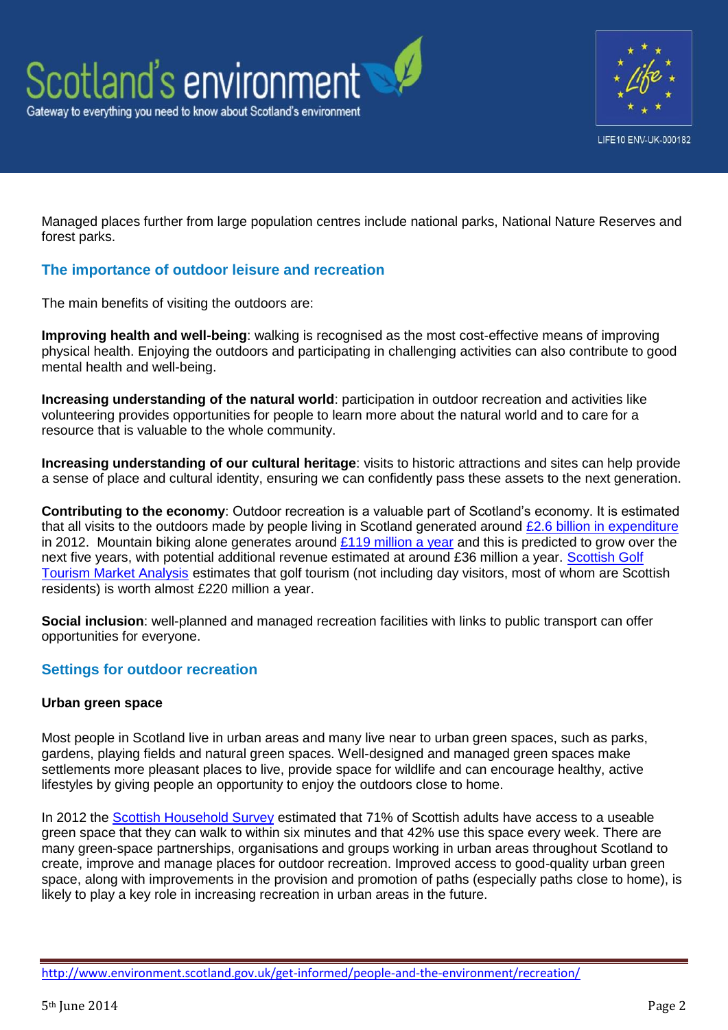Managed places further from large population centres include national parks, National Nature Reserves and forest parks.

## The importance of outdoor leisure and recreation

The main benefits of visiting the outdoors are:

**Improving health and well-being**: walking is recognised as the most cost-effective means of improving physical health. Enjoying the outdoors and participating in challenging activities can also contribute to good mental health and well-being.

**Increasing understanding of the natural world**: participation in outdoor recreation and activities like volunteering provides opportunities for people to learn more about the natural world and to care for a resource that is valuable to the whole community.

**Increasing understanding of our cultural heritage**: visits to historic attractions and sites can help provide a sense of place and cultural identity, ensuring we can confidently pass these assets to the next generation.

**Contributing to the economy**: Outdoor recreation is a valuable part of Scotland's economy. It is estimated that all visits to the outdoors made by people living in Scotland generated around £2.6 billion in expenditure in 2012. Mountain biking alone generates around £119 million a year and this is predicted to grow over the next five years, with potential additional revenue estimated at around £36 million a year. Scottish Golf Tourism Market Analysis estimates that golf tourism (not including day visitors, most of whom are Scottish residents) is worth almost £220 million a year.

**Social inclusion**: well-planned and managed recreation facilities with links to public transport can offer opportunities for everyone.

## Settings for outdoor recreation

### Urban green space

Most people in Scotland live in urban areas and many live near to urban green spaces, such as parks, gardens, playing fields and natural green spaces. Well-designed and managed green spaces make settlements more pleasant places to live, provide space for wildlife and can encourage healthy, active lifestyles by giving people an opportunity to enjoy the outdoors close to home.

In 2012 the Scottish Household Survey estimated that 71% of Scottish adults have access to a useable green space that they can walk to within six minutes and that 42% use this space every week. There are many green-space partnerships, organisations and groups working in urban areas throughout Scotland to create, improve and manage places for outdoor recreation. Improved access to good-quality urban green space, along with improvements in the provision and promotion of paths (especially paths close to home), is likely to play a key role in increasing recreation in urban areas in the future.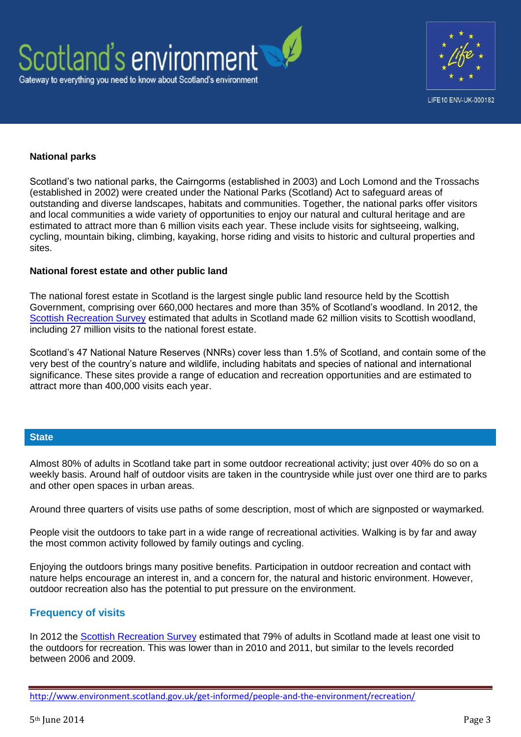## National parks

Scotland's two national parks, the Cairngorms (established in 2003) and Loch Lomond and the Trossachs (established in 2002) were created under the National Parks (Scotland) Act to safeguard areas of outstanding and diverse landscapes, habitats and communities. Together, the national parks offer visitors and local communities a wide variety of opportunities to enjoy our natural and cultural heritage and are estimated to attract more than 6 million visits each year. These include visits for sightseeing, walking, cycling, mountain biking, climbing, kayaking, horse riding and visits to historic and cultural properties and sites.

## National forest estate and other public land

The national forest estate in Scotland is the largest single public land resource held by the Scottish Government, comprising over 660,000 hectares and more than 35% of Scotland's woodland. In 2012, the Scottish Recreation Survey estimated that adults in Scotland made 62 million visits to Scottish woodland, including 27 million visits to the national forest estate.

Scotland's 47 National Nature Reserves (NNRs) cover less than 1.5% of Scotland, and contain some of the very best of the country's nature and wildlife, including habitats and species of national and international significance. These sites provide a range of education and recreation opportunities and are estimated to attract more than 400,000 visits each year.

# State

Almost 80% of adults in Scotland take part in some outdoor recreational activity; just over 40% do so on a weekly basis. Around half of outdoor visits are taken in the countryside while just over one third are to parks and other open spaces in urban areas.

Around three quarters of visits use paths of some description, most of which are signposted or waymarked.

People visit the outdoors to take part in a wide range of recreational activities. Walking is by far and away the most common activity followed by family outings and cycling.

Enjoying the outdoors brings many positive benefits. Participation in outdoor recreation and contact with nature helps encourage an interest in, and a concern for, the natural and historic environment. However, outdoor recreation also has the potential to put pressure on the environment.

## Frequency of visits

In 2012 the Scottish Recreation Survey estimated that 79% of adults in Scotland made at least one visit to the outdoors for recreation. This was lower than in 2010 and 2011, but similar to the levels recorded between 2006 and 2009.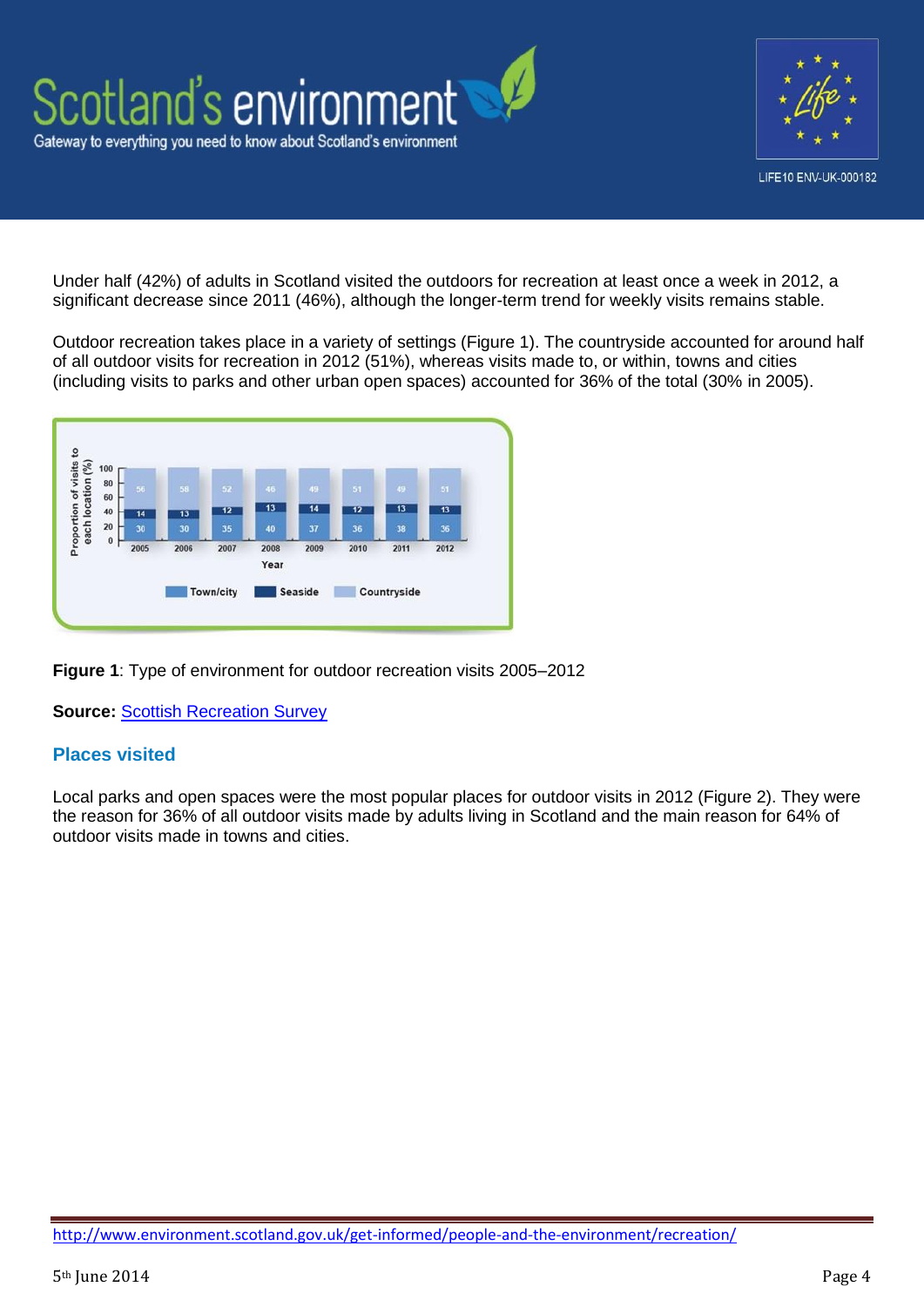Under half (42%) of adults in Scotland visited the outdoors for recreation at least once a week in 2012, a significant decrease since 2011 (46%), although the longer-term trend for weekly visits remains stable.

Outdoor recreation takes place in a variety of settings (Figure 1). The countryside accounted for around half of all outdoor visits for recreation in 2012 (51%), whereas visits made to, or within, towns and cities (including visits to parks and other urban open spaces) accounted for 36% of the total (30% in 2005).

**Figure 1**: Type of environment for outdoor recreation visits 2005–2012

**Source:** Scottish Recreation Survey

## Places visited

Local parks and open spaces were the most popular places for outdoor visits in 2012 (Figure 2). They were the reason for 36% of all outdoor visits made by adults living in Scotland and the main reason for 64% of outdoor visits made in towns and cities.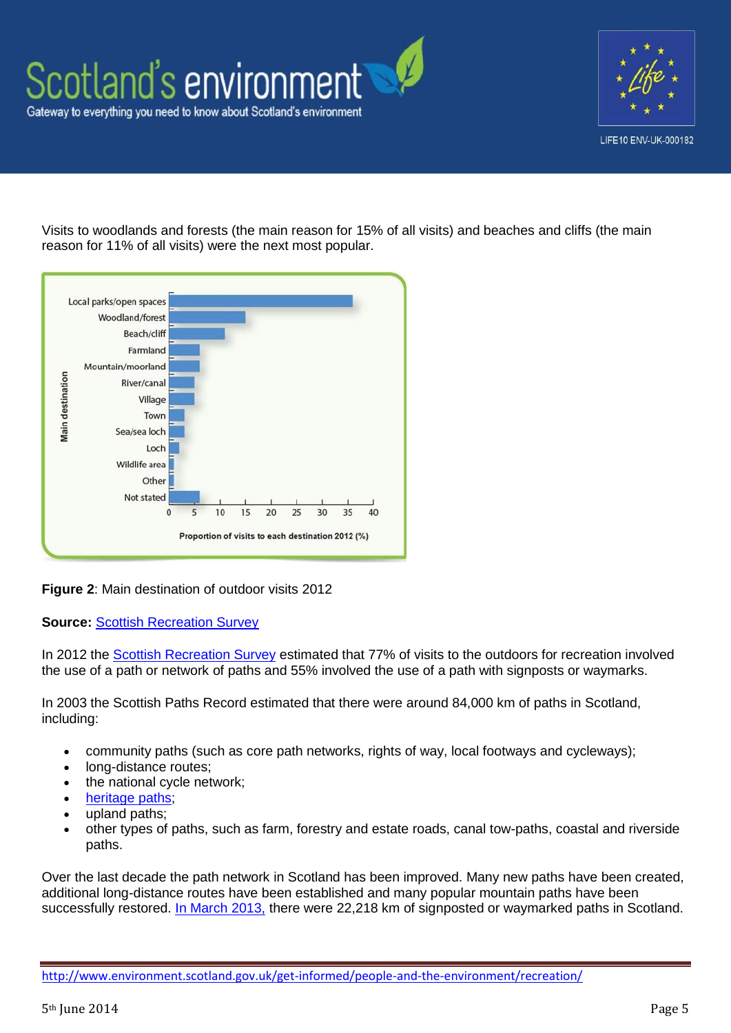Visits to woodlands and forests (the main reason for 15% of all visits) and beaches and cliffs (the main reason for 11% of all visits) were the next most popular.

**Figure 2**: Main destination of outdoor visits 2012

**Source:** [Scottish Recreation Survey]()

In 2012 the [Scottish Recreation Survey]() estimated that 77% of visits to the outdoors for recreation involved the use of a path or network of paths and 55% involved the use of a path with signposts or waymarks.

In 2003 the Scottish Paths Record estimated that there were around 84,000 km of paths in Scotland, including:

- community paths (such as core path networks, rights of way, local footways and cycleways);
- long-distance routes;
- the national cycle network;
- [heritage paths]();
- upland paths;
- other types of paths, such as farm, forestry and estate roads, canal tow-paths, coastal and riverside paths.

Over the last decade the path network in Scotland has been improved. Many new paths have been created, additional long-distance routes have been established and many popular mountain paths have been successfully restored. [In March 2013,]() there were 22,218 km of signposted or waymarked paths in Scotland.

http://www.environment.scotland.gov.uk/get-informed/people-and-the-environment/recreation/

5th June 2014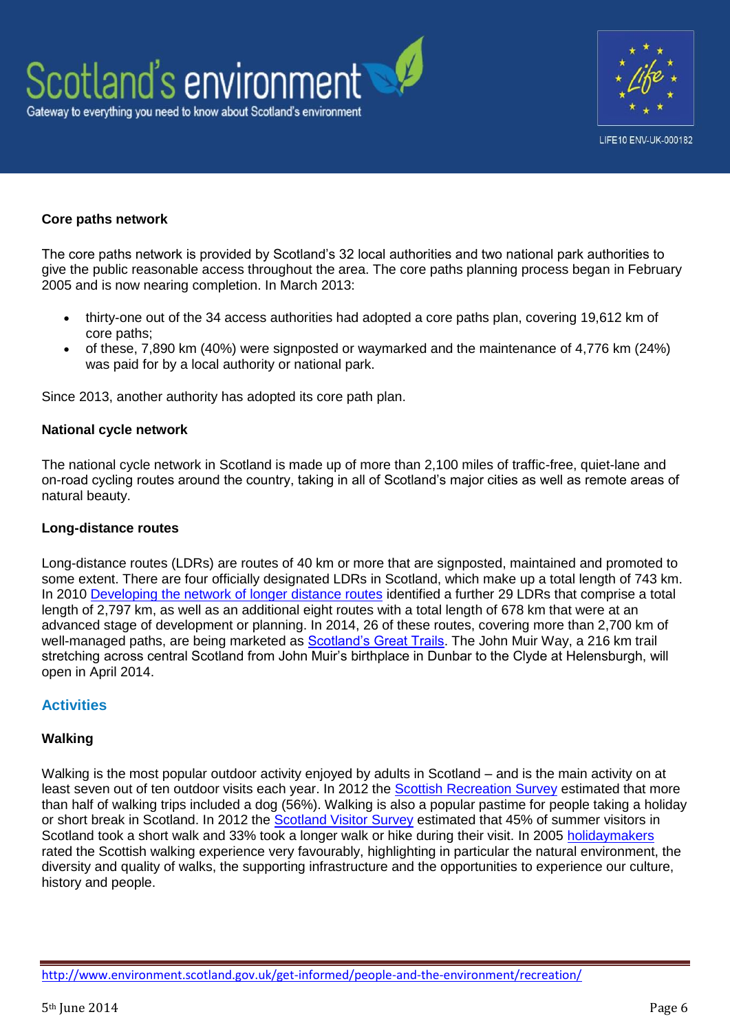### Core paths network

The core paths network is provided by Scotland's 32 local authorities and two national park authorities to give the public reasonable access throughout the area. The core paths planning process began in February 2005 and is now nearing completion. In March 2013:

- thirty-one out of the 34 access authorities had adopted a core paths plan, covering 19,612 km of core paths;
- of these, 7,890 km (40%) were signposted or waymarked and the maintenance of 4,776 km (24%) was paid for by a local authority or national park.

Since 2013, another authority has adopted its core path plan.

### National cycle network

The national cycle network in Scotland is made up of more than 2,100 miles of traffic-free, quiet-lane and on-road cycling routes around the country, taking in all of Scotland's major cities as well as remote areas of natural beauty.

### Long-distance routes

Long-distance routes (LDRs) are routes of 40 km or more that are signposted, maintained and promoted to some extent. There are four officially designated LDRs in Scotland, which make up a total length of 743 km. In 2010 Developing the network of longer distance routes identified a further 29 LDRs that comprise a total length of 2,797 km, as well as an additional eight routes with a total length of 678 km that were at an advanced stage of development or planning. In 2014, 26 of these routes, covering more than 2,700 km of well-managed paths, are being marketed as Scotland's Great Trails. The John Muir Way, a 216 km trail stretching across central Scotland from John Muir's birthplace in Dunbar to the Clyde at Helensburgh, will open in April 2014.

## Activities

### Walking

Walking is the most popular outdoor activity enjoyed by adults in Scotland – and is the main activity on at least seven out of ten outdoor visits each year. In 2012 the Scottish Recreation Survey estimated that more than half of walking trips included a dog (56%). Walking is also a popular pastime for people taking a holiday or short break in Scotland. In 2012 the Scotland Visitor Survey estimated that 45% of summer visitors in Scotland took a short walk and 33% took a longer walk or hike during their visit. In 2005 holidaymakers rated the Scottish walking experience very favourably, highlighting in particular the natural environment, the diversity and quality of walks, the supporting infrastructure and the opportunities to experience our culture, history and people.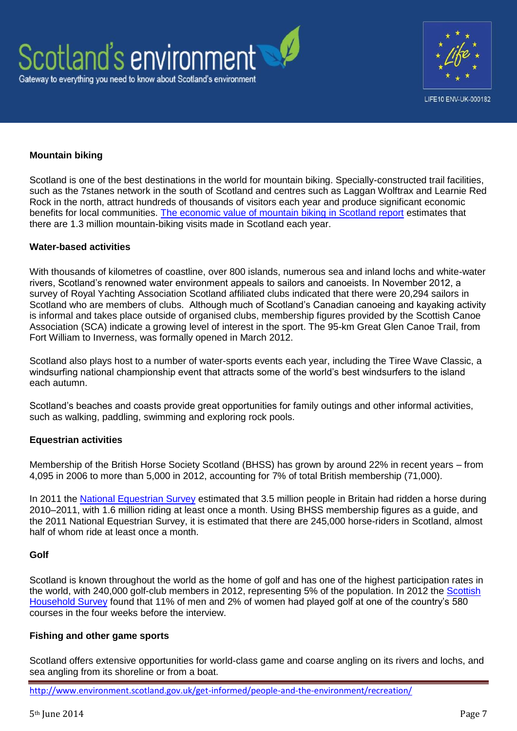**Mountain biking**

Scotland is one of the best destinations in the world for mountain biking. Specially-constructed trail facilities, such as the 7stanes network in the south of Scotland and centres such as Laggan Wolftrax and Learnie Red Rock in the north, attract hundreds of thousands of visitors each year and produce significant economic benefits for local communities. The economic value of mountain biking in Scotland report estimates that there are 1.3 million mountain-biking visits made in Scotland each year.

**Water-based activities**

With thousands of kilometres of coastline, over 800 islands, numerous sea and inland lochs and white-water rivers, Scotland's renowned water environment appeals to sailors and canoeists. In November 2012, a survey of Royal Yachting Association Scotland affiliated clubs indicated that there were 20,294 sailors in Scotland who are members of clubs. Although much of Scotland's Canadian canoeing and kayaking activity is informal and takes place outside of organised clubs, membership figures provided by the Scottish Canoe Association (SCA) indicate a growing level of interest in the sport. The 95-km Great Glen Canoe Trail, from Fort William to Inverness, was formally opened in March 2012.

Scotland also plays host to a number of water-sports events each year, including the Tiree Wave Classic, a windsurfing national championship event that attracts some of the world's best windsurfers to the island each autumn.

Scotland's beaches and coasts provide great opportunities for family outings and other informal activities, such as walking, paddling, swimming and exploring rock pools.

**Equestrian activities**

Membership of the British Horse Society Scotland (BHSS) has grown by around 22% in recent years – from 4,095 in 2006 to more than 5,000 in 2012, accounting for 7% of total British membership (71,000).

In 2011 the National Equestrian Survey estimated that 3.5 million people in Britain had ridden a horse during 2010–2011, with 1.6 million riding at least once a month. Using BHSS membership figures as a guide, and the 2011 National Equestrian Survey, it is estimated that there are 245,000 horse-riders in Scotland, almost half of whom ride at least once a month.

**Golf**

Scotland is known throughout the world as the home of golf and has one of the highest participation rates in the world, with 240,000 golf-club members in 2012, representing 5% of the population. In 2012 the Scottish Household Survey found that 11% of men and 2% of women had played golf at one of the country's 580 courses in the four weeks before the interview.

**Fishing and other game sports**

Scotland offers extensive opportunities for world-class game and coarse angling on its rivers and lochs, and sea angling from its shoreline or from a boat.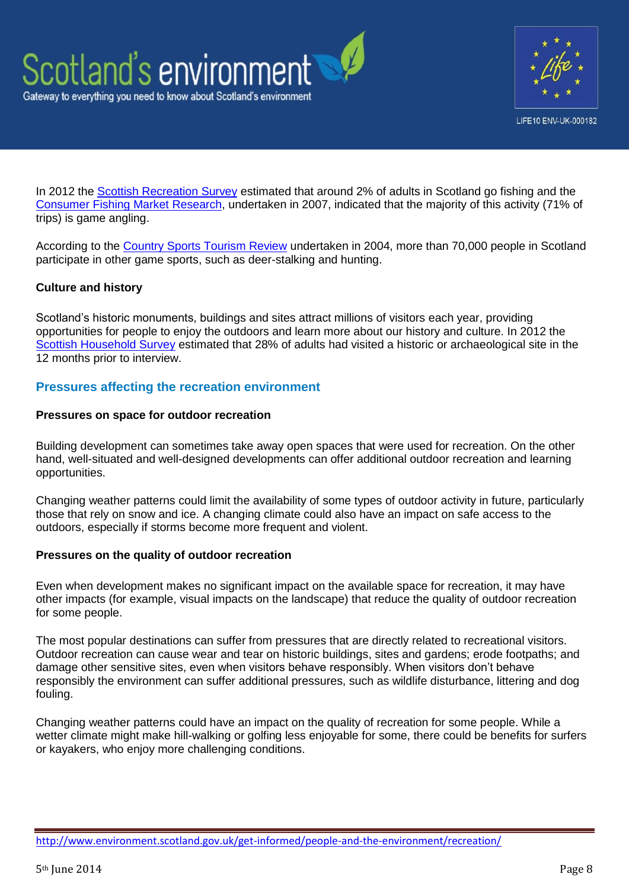In 2012 the Scottish Recreation Survey estimated that around 2% of adults in Scotland go fishing and the Consumer Fishing Market Research, undertaken in 2007, indicated that the majority of this activity (71% of trips) is game angling.

According to the Country Sports Tourism Review undertaken in 2004, more than 70,000 people in Scotland participate in other game sports, such as deer-stalking and hunting.

**Culture and history**

Scotland's historic monuments, buildings and sites attract millions of visitors each year, providing opportunities for people to enjoy the outdoors and learn more about our history and culture. In 2012 the Scottish Household Survey estimated that 28% of adults had visited a historic or archaeological site in the 12 months prior to interview.

## Pressures affecting the recreation environment

**Pressures on space for outdoor recreation**

Building development can sometimes take away open spaces that were used for recreation. On the other hand, well-situated and well-designed developments can offer additional outdoor recreation and learning opportunities.

Changing weather patterns could limit the availability of some types of outdoor activity in future, particularly those that rely on snow and ice. A changing climate could also have an impact on safe access to the outdoors, especially if storms become more frequent and violent.

**Pressures on the quality of outdoor recreation**

Even when development makes no significant impact on the available space for recreation, it may have other impacts (for example, visual impacts on the landscape) that reduce the quality of outdoor recreation for some people.

The most popular destinations can suffer from pressures that are directly related to recreational visitors. Outdoor recreation can cause wear and tear on historic buildings, sites and gardens; erode footpaths; and damage other sensitive sites, even when visitors behave responsibly. When visitors don't behave responsibly the environment can suffer additional pressures, such as wildlife disturbance, littering and dog fouling.

Changing weather patterns could have an impact on the quality of recreation for some people. While a wetter climate might make hill-walking or golfing less enjoyable for some, there could be benefits for surfers or kayakers, who enjoy more challenging conditions.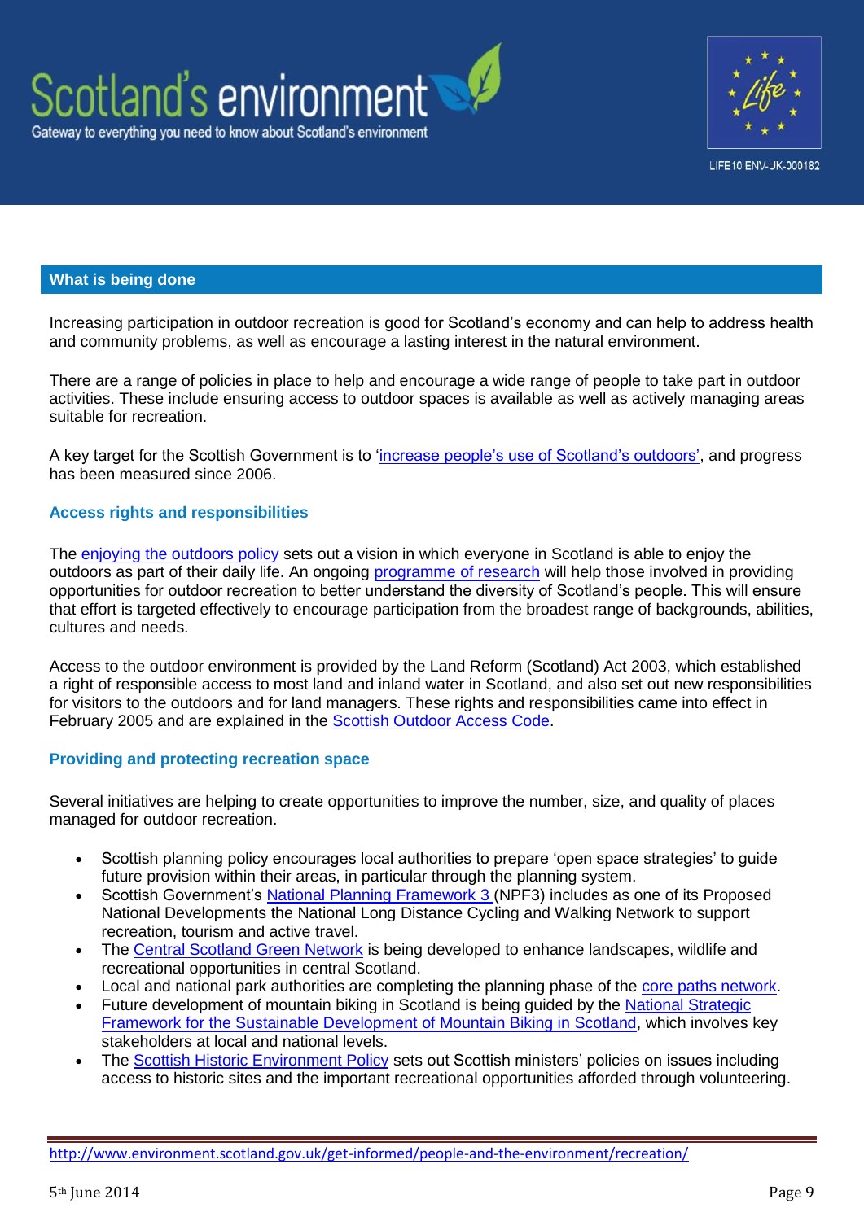## What is being done

Increasing participation in outdoor recreation is good for Scotland's economy and can help to address health and community problems, as well as encourage a lasting interest in the natural environment.

There are a range of policies in place to help and encourage a wide range of people to take part in outdoor activities. These include ensuring access to outdoor spaces is available as well as actively managing areas suitable for recreation.

A key target for the Scottish Government is to 'increase people's use of Scotland's outdoors', and progress has been measured since 2006.

### Access rights and responsibilities

The enjoying the outdoors policy sets out a vision in which everyone in Scotland is able to enjoy the outdoors as part of their daily life. An ongoing programme of research will help those involved in providing opportunities for outdoor recreation to better understand the diversity of Scotland's people. This will ensure that effort is targeted effectively to encourage participation from the broadest range of backgrounds, abilities, cultures and needs.

Access to the outdoor environment is provided by the Land Reform (Scotland) Act 2003, which established a right of responsible access to most land and inland water in Scotland, and also set out new responsibilities for visitors to the outdoors and for land managers. These rights and responsibilities came into effect in February 2005 and are explained in the Scottish Outdoor Access Code.

### Providing and protecting recreation space

Several initiatives are helping to create opportunities to improve the number, size, and quality of places managed for outdoor recreation.

- Scottish planning policy encourages local authorities to prepare 'open space strategies' to guide future provision within their areas, in particular through the planning system.
- Scottish Government's National Planning Framework 3 (NPF3) includes as one of its Proposed National Developments the National Long Distance Cycling and Walking Network to support recreation, tourism and active travel.
- The Central Scotland Green Network is being developed to enhance landscapes, wildlife and recreational opportunities in central Scotland.
- Local and national park authorities are completing the planning phase of the core paths network.
- Future development of mountain biking in Scotland is being guided by the National Strategic Framework for the Sustainable Development of Mountain Biking in Scotland, which involves key stakeholders at local and national levels.
- The Scottish Historic Environment Policy sets out Scottish ministers' policies on issues including access to historic sites and the important recreational opportunities afforded through volunteering.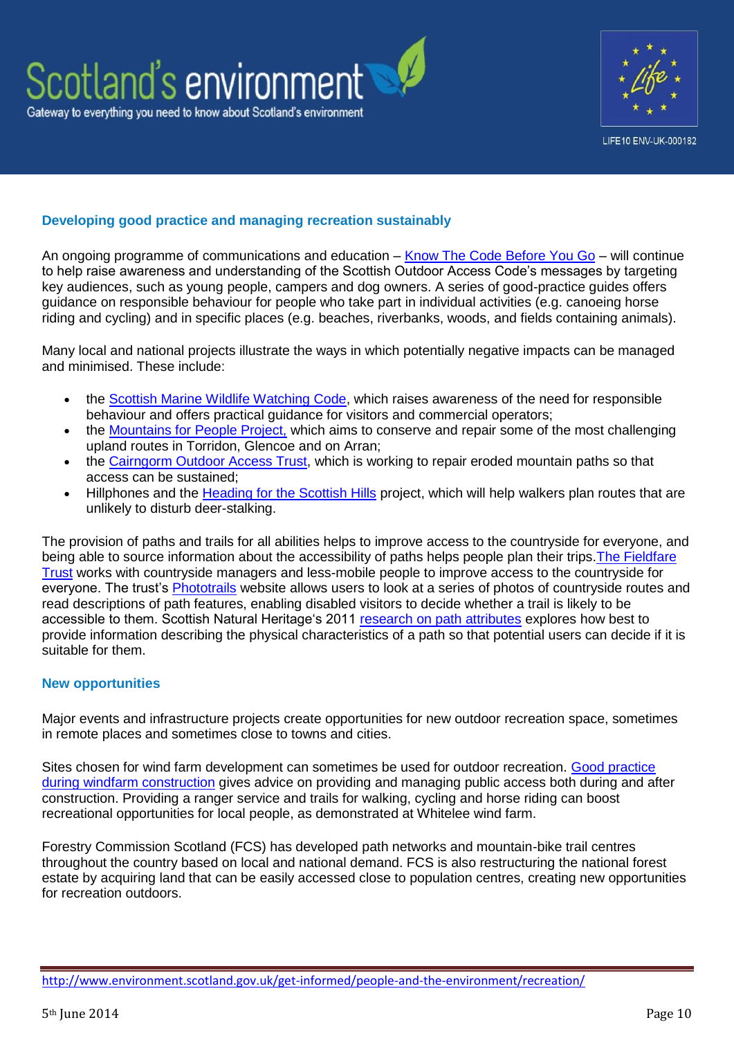## Developing good practice and managing recreation sustainably

An ongoing programme of communications and education – Know The Code Before You Go – will continue to help raise awareness and understanding of the Scottish Outdoor Access Code's messages by targeting key audiences, such as young people, campers and dog owners. A series of good-practice guides offers guidance on responsible behaviour for people who take part in individual activities (e.g. canoeing horse riding and cycling) and in specific places (e.g. beaches, riverbanks, woods, and fields containing animals).

Many local and national projects illustrate the ways in which potentially negative impacts can be managed and minimised. These include:

- the Scottish Marine Wildlife Watching Code, which raises awareness of the need for responsible behaviour and offers practical guidance for visitors and commercial operators;
- the Mountains for People Project, which aims to conserve and repair some of the most challenging upland routes in Torridon, Glencoe and on Arran;
- the Cairngorm Outdoor Access Trust, which is working to repair eroded mountain paths so that access can be sustained;
- Hillphones and the Heading for the Scottish Hills project, which will help walkers plan routes that are unlikely to disturb deer-stalking.

The provision of paths and trails for all abilities helps to improve access to the countryside for everyone, and being able to source information about the accessibility of paths helps people plan their trips. The Fieldfare Trust works with countryside managers and less-mobile people to improve access to the countryside for everyone. The trust's Phototrails website allows users to look at a series of photos of countryside routes and read descriptions of path features, enabling disabled visitors to decide whether a trail is likely to be accessible to them. Scottish Natural Heritage's 2011 research on path attributes explores how best to provide information describing the physical characteristics of a path so that potential users can decide if it is suitable for them.

## New opportunities

Major events and infrastructure projects create opportunities for new outdoor recreation space, sometimes in remote places and sometimes close to towns and cities.

Sites chosen for wind farm development can sometimes be used for outdoor recreation. Good practice during windfarm construction gives advice on providing and managing public access both during and after construction. Providing a ranger service and trails for walking, cycling and horse riding can boost recreational opportunities for local people, as demonstrated at Whitelee wind farm.

Forestry Commission Scotland (FCS) has developed path networks and mountain-bike trail centres throughout the country based on local and national demand. FCS is also restructuring the national forest estate by acquiring land that can be easily accessed close to population centres, creating new opportunities for recreation outdoors.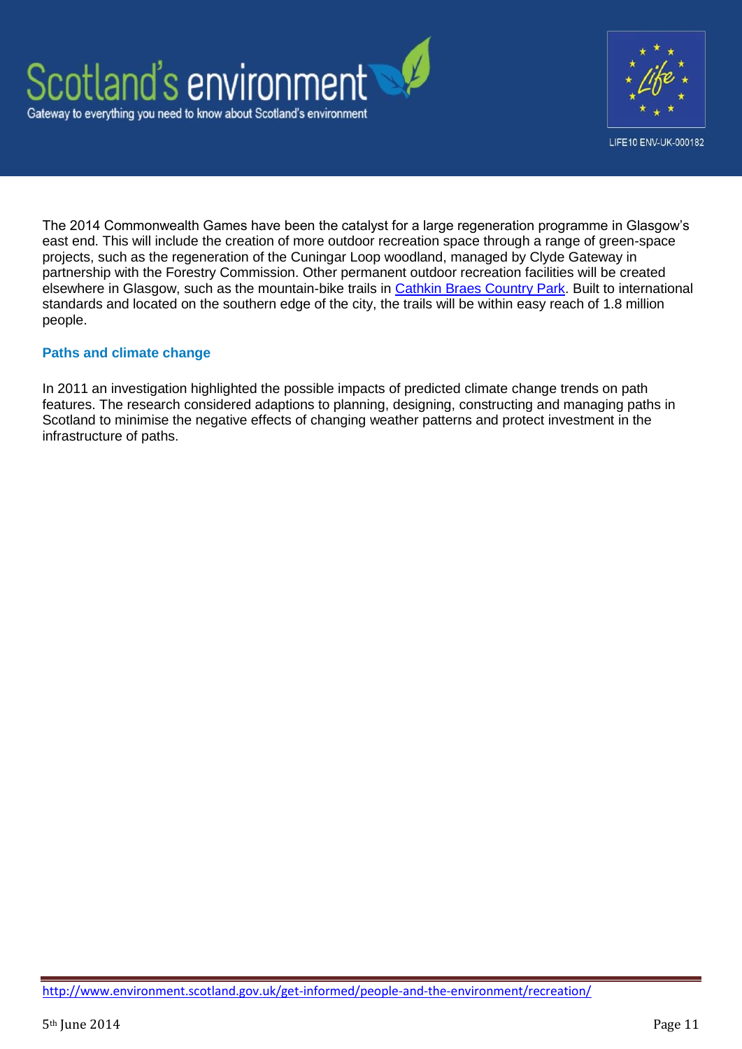The 2014 Commonwealth Games have been the catalyst for a large regeneration programme in Glasgow's east end. This will include the creation of more outdoor recreation space through a range of green-space projects, such as the regeneration of the Cuningar Loop woodland, managed by Clyde Gateway in partnership with the Forestry Commission. Other permanent outdoor recreation facilities will be created elsewhere in Glasgow, such as the mountain-bike trails in Cathkin Braes Country Park. Built to international standards and located on the southern edge of the city, the trails will be within easy reach of 1.8 million people.

### Paths and climate change

In 2011 an investigation highlighted the possible impacts of predicted climate change trends on path features. The research considered adaptions to planning, designing, constructing and managing paths in Scotland to minimise the negative effects of changing weather patterns and protect investment in the infrastructure of paths.